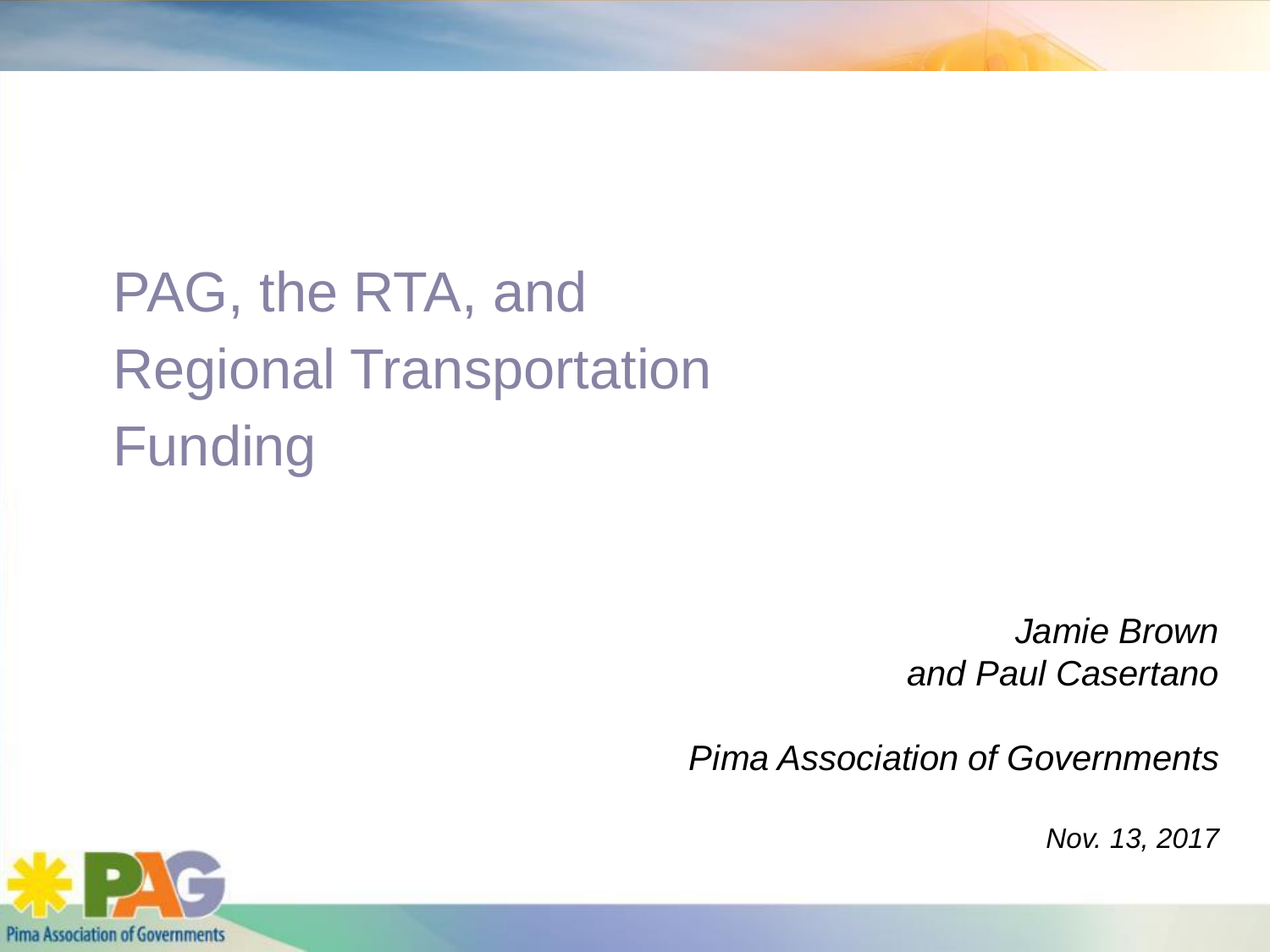# PAG, the RTA, and Regional Transportation Funding

*Jamie Brown*
*and Paul Casertano*

*Pima Association of Governments*

*Nov. 13, 2017*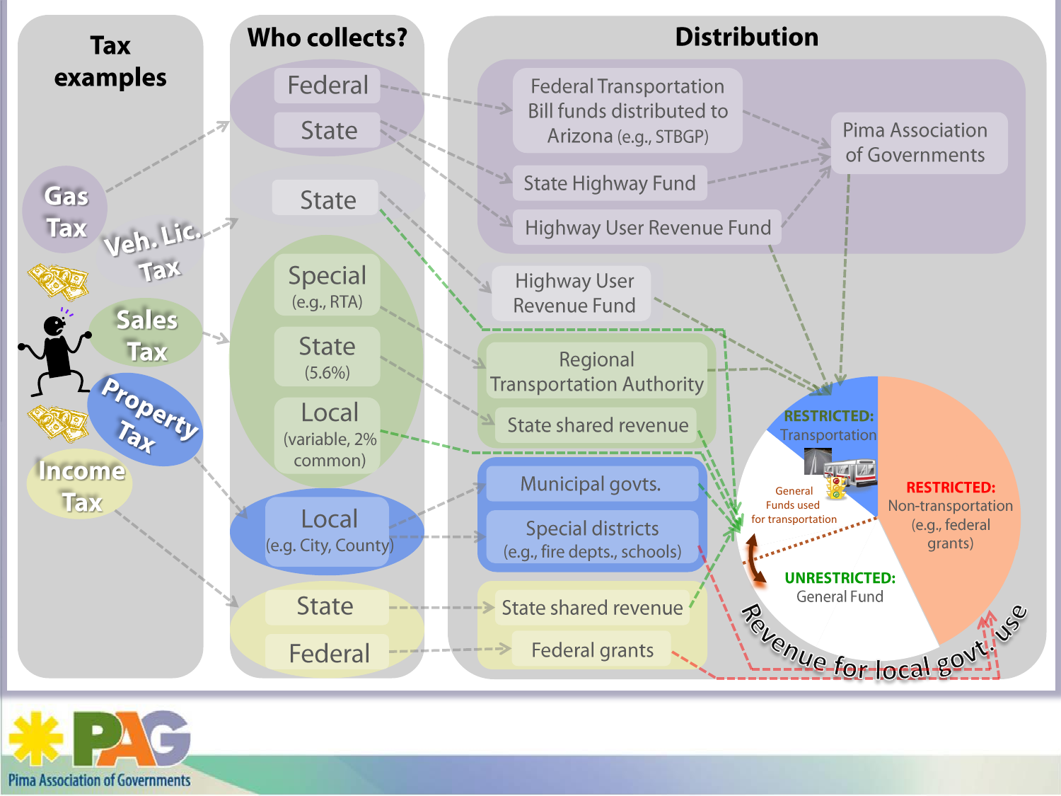## Tax examples

- Gas Tax
- Veh. Lic. Tax
- Sales Tax
- Property Tax
- Income Tax

## Who collects?

- Federal
- State
- State
- Special (e.g., RTA)
- State (5.6%)
- Local (variable, 2% common)
- Local (e.g. City, County)
- State
- Federal

## Distribution

- Federal Transportation Bill funds distributed to Arizona (e.g., STBGP)
- State Highway Fund
- Highway User Revenue Fund
- Pima Association of Governments
- Highway User Revenue Fund
- Regional Transportation Authority
- State shared revenue
- Municipal govts.
- Special districts (e.g., fire depts., schools)
- State shared revenue
- Federal grants

**RESTRICTED:** Transportation

General Funds used for transportation

**RESTRICTED:** Non-transportation (e.g., federal grants)

**UNRESTRICTED:** General Fund

Revenue for local govt. use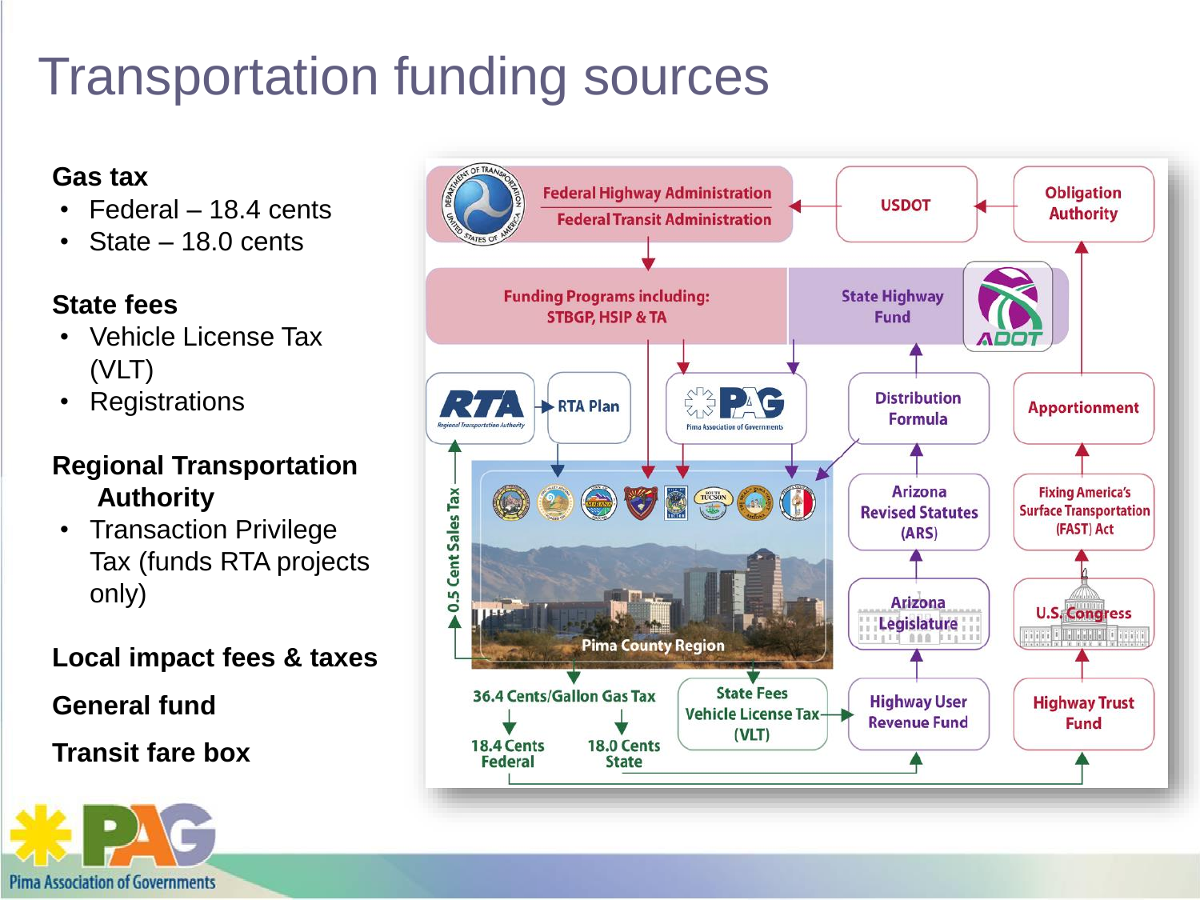# Transportation funding sources

**Gas tax**

- Federal – 18.4 cents
- State – 18.0 cents

**State fees**

- Vehicle License Tax (VLT)
- Registrations

**Regional Transportation Authority**

- Transaction Privilege Tax (funds RTA projects only)

**Local impact fees & taxes**

**General fund**

**Transit fare box**

Federal Highway Administration
Federal Transit Administration

USDOT

Obligation Authority

Funding Programs including: STBGP, HSIP & TA

State Highway Fund

ADOT

RTA
Regional Transportation Authority

RTA Plan

PAG
Pima Association of Governments

Distribution Formula

Apportionment

0.5 Cent Sales Tax

Pima County Region

Arizona Revised Statutes (ARS)

Fixing America's Surface Transportation (FAST) Act

Arizona Legislature

U.S. Congress

36.4 Cents/Gallon Gas Tax

18.4 Cents Federal

18.0 Cents State

State Fees Vehicle License Tax (VLT)

Highway User Revenue Fund

Highway Trust Fund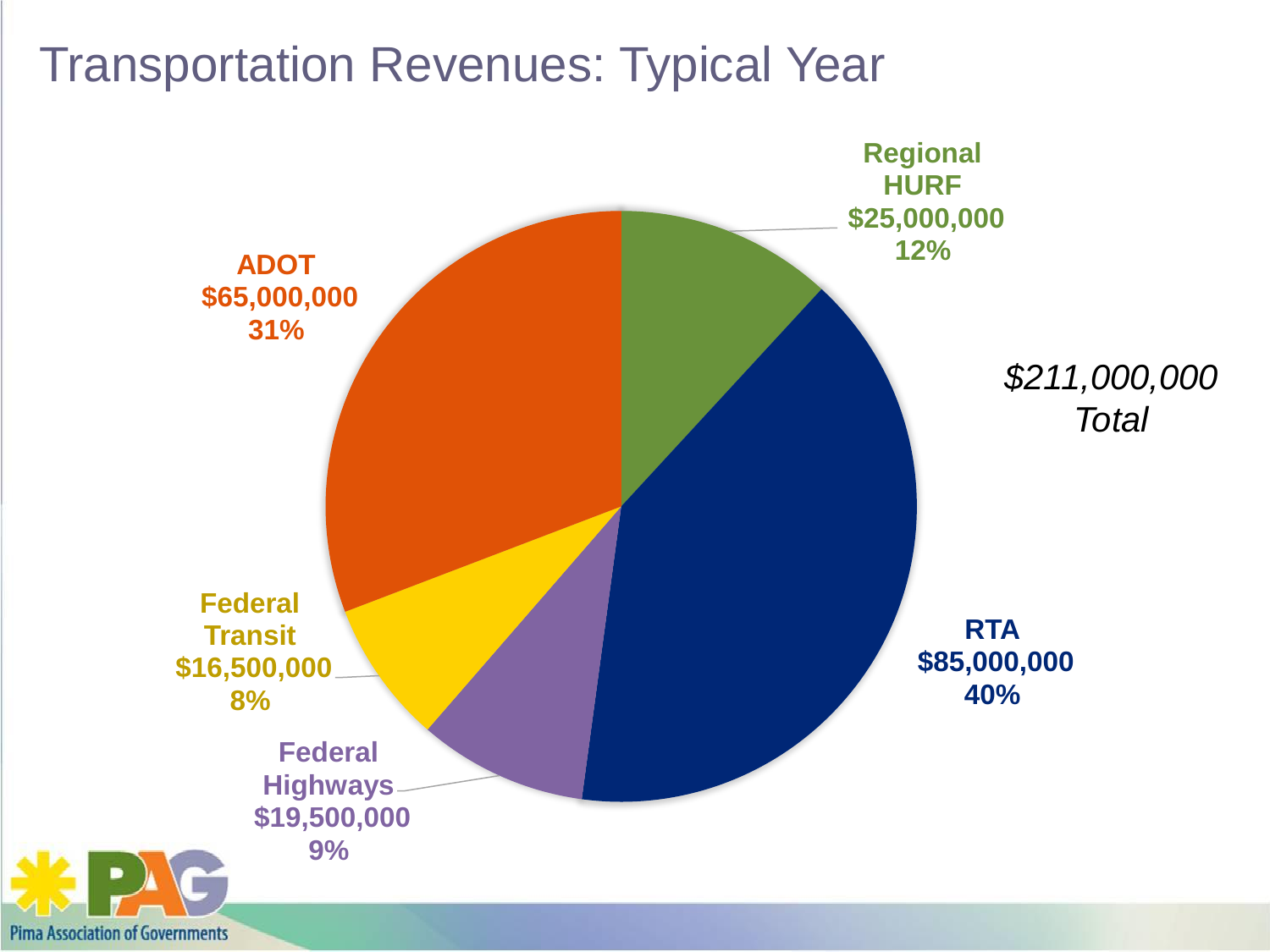# Transportation Revenues: Typical Year

**Regional HURF**
**$25,000,000**
**12%**

**ADOT**
**$65,000,000**
**31%**

*$211,000,000*
*Total*

**Federal Transit**
**$16,500,000**
**8%**

**RTA**
**$85,000,000**
**40%**

**Federal Highways**
**$19,500,000**
**9%**

Pima Association of Governments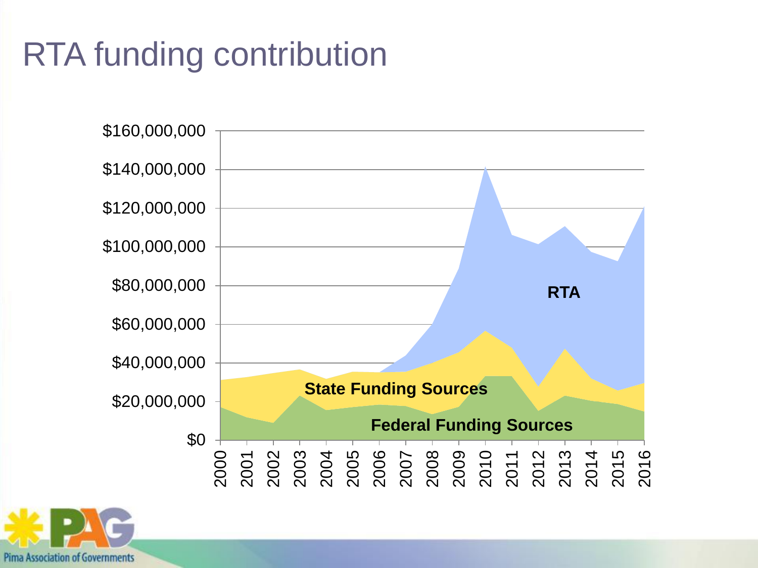# RTA funding contribution

$160,000,000
$140,000,000
$120,000,000
$100,000,000
$80,000,000
$60,000,000
$40,000,000
$20,000,000
$0

2000 2001 2002 2003 2004 2005 2006 2007 2008 2009 2010 2011 2012 2013 2014 2015 2016

**RTA**

**State Funding Sources**

**Federal Funding Sources**

Pima Association of Governments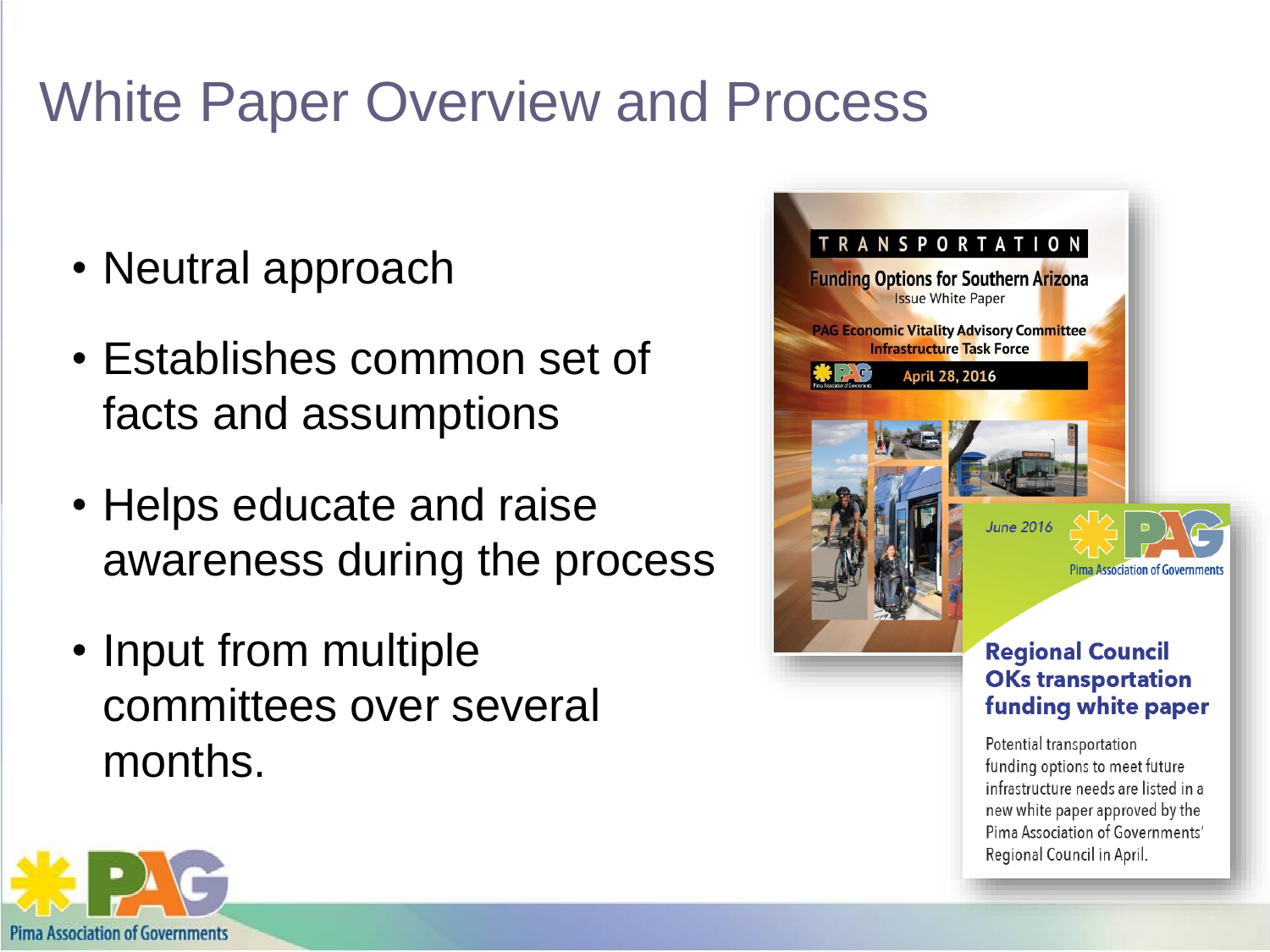# White Paper Overview and Process

- Neutral approach
- Establishes common set of facts and assumptions
- Helps educate and raise awareness during the process
- Input from multiple committees over several months.

TRANSPORTATION

Funding Options for Southern Arizona

Issue White Paper

PAG Economic Vitality Advisory Committee

Infrastructure Task Force

April 28, 2016

June 2016

Pima Association of Governments

**Regional Council OKs transportation funding white paper**

Potential transportation funding options to meet future infrastructure needs are listed in a new white paper approved by the Pima Association of Governments' Regional Council in April.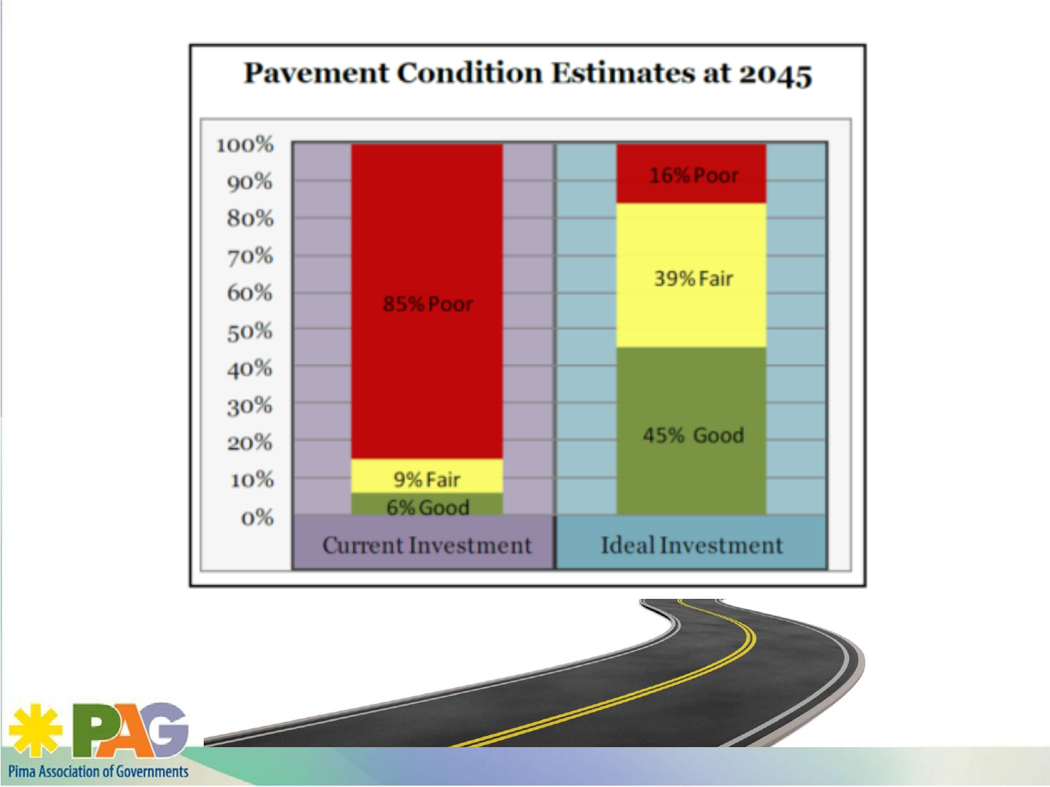# Pavement Condition Estimates at 2045

| | Current Investment | Ideal Investment |
|---|---|---|
| Poor | 85% | 16% |
| Fair | 9% | 39% |
| Good | 6% | 45% |

Pima Association of Governments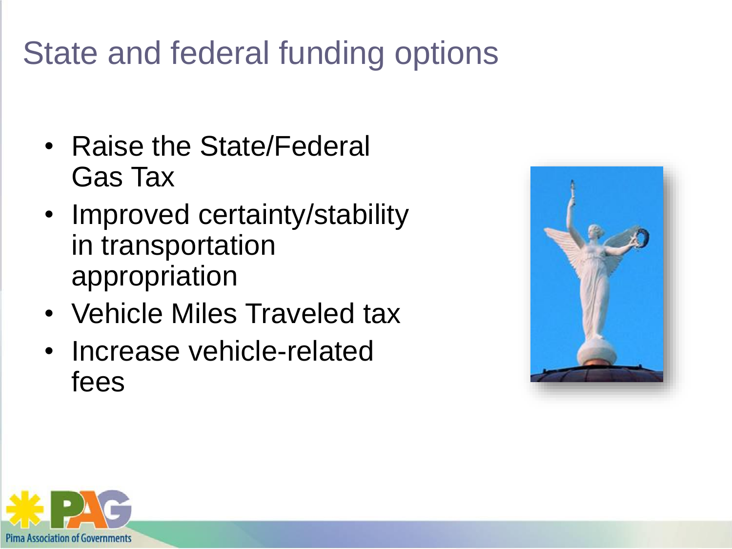# State and federal funding options

- Raise the State/Federal Gas Tax
- Improved certainty/stability in transportation appropriation
- Vehicle Miles Traveled tax
- Increase vehicle-related fees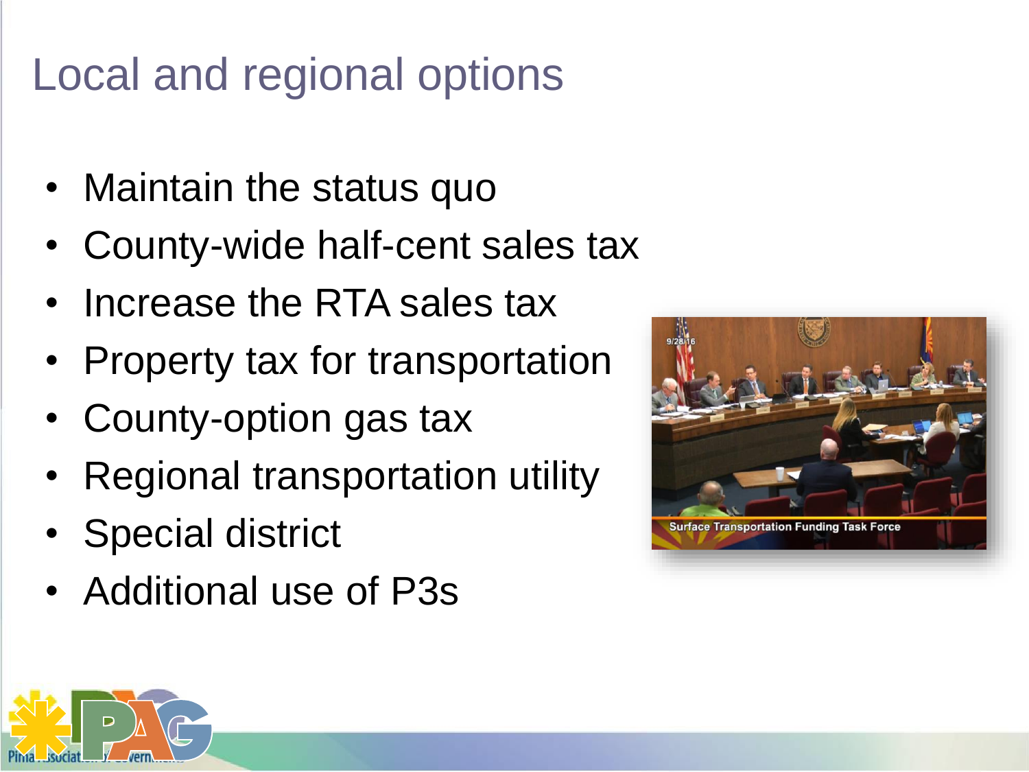# Local and regional options

- Maintain the status quo
- County-wide half-cent sales tax
- Increase the RTA sales tax
- Property tax for transportation
- County-option gas tax
- Regional transportation utility
- Special district
- Additional use of P3s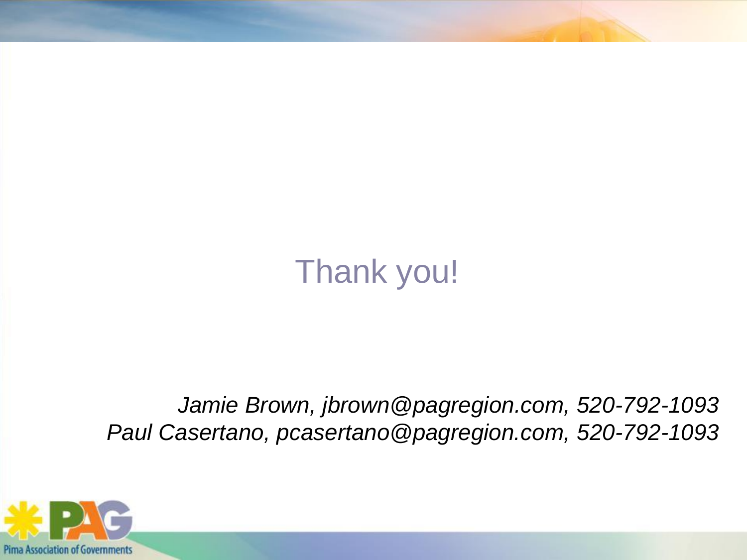Thank you!

*Jamie Brown, jbrown@pagregion.com, 520-792-1093*
*Paul Casertano, pcasertano@pagregion.com, 520-792-1093*

Pima Association of Governments